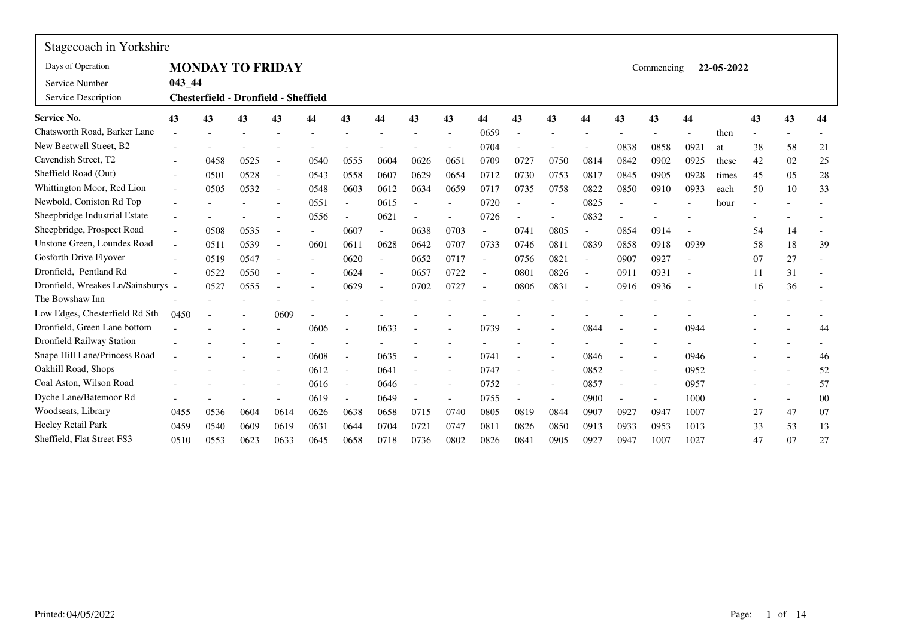# Stagecoach in Yorkshire

| | |
|---|---|
| Days of Operation | **MONDAY TO FRIDAY** |
| Commencing | **22-05-2022** |
| Service Number | **043_44** |
| Service Description | **Chesterfield - Dronfield - Sheffield** |

| **Service No.** | **43** | **43** | **43** | **43** | **44** | **43** | **44** | **43** | **43** | **44** | **43** | **43** | **44** | **43** | **43** | **44** | | **43** | **43** | **44** |
|---|---|---|---|---|---|---|---|---|---|---|---|---|---|---|---|---|---|---|---|---|
| Chatsworth Road, Barker Lane | - | - | - | - | - | - | - | - | - | 0659 | - | - | - | - | - | - | then | - | - | - |
| New Beetwell Street, B2 | - | - | - | - | - | - | - | - | - | 0704 | - | - | - | 0838 | 0858 | 0921 | at | 38 | 58 | 21 |
| Cavendish Street, T2 | - | 0458 | 0525 | - | 0540 | 0555 | 0604 | 0626 | 0651 | 0709 | 0727 | 0750 | 0814 | 0842 | 0902 | 0925 | these | 42 | 02 | 25 |
| Sheffield Road (Out) | - | 0501 | 0528 | - | 0543 | 0558 | 0607 | 0629 | 0654 | 0712 | 0730 | 0753 | 0817 | 0845 | 0905 | 0928 | times | 45 | 05 | 28 |
| Whittington Moor, Red Lion | - | 0505 | 0532 | - | 0548 | 0603 | 0612 | 0634 | 0659 | 0717 | 0735 | 0758 | 0822 | 0850 | 0910 | 0933 | each | 50 | 10 | 33 |
| Newbold, Coniston Rd Top | - | - | - | - | 0551 | - | 0615 | - | - | 0720 | - | - | 0825 | - | - | - | hour | - | - | - |
| Sheepbridge Industrial Estate | - | - | - | - | 0556 | - | 0621 | - | - | 0726 | - | - | 0832 | - | - | - | | - | - | - |
| Sheepbridge, Prospect Road | - | 0508 | 0535 | - | - | 0607 | - | 0638 | 0703 | - | 0741 | 0805 | - | 0854 | 0914 | - | | 54 | 14 | - |
| Unstone Green, Loundes Road | - | 0511 | 0539 | - | 0601 | 0611 | 0628 | 0642 | 0707 | 0733 | 0746 | 0811 | 0839 | 0858 | 0918 | 0939 | | 58 | 18 | 39 |
| Gosforth Drive Flyover | - | 0519 | 0547 | - | - | 0620 | - | 0652 | 0717 | - | 0756 | 0821 | - | 0907 | 0927 | - | | 07 | 27 | - |
| Dronfield, Pentland Rd | - | 0522 | 0550 | - | - | 0624 | - | 0657 | 0722 | - | 0801 | 0826 | - | 0911 | 0931 | - | | 11 | 31 | - |
| Dronfield, Wreakes Ln/Sainsburys | - | 0527 | 0555 | - | - | 0629 | - | 0702 | 0727 | - | 0806 | 0831 | - | 0916 | 0936 | - | | 16 | 36 | - |
| The Bowshaw Inn | - | - | - | - | - | - | - | - | - | - | - | - | - | - | - | - | | - | - | - |
| Low Edges, Chesterfield Rd Sth | 0450 | - | - | 0609 | - | - | - | - | - | - | - | - | - | - | - | - | | - | - | - |
| Dronfield, Green Lane bottom | - | - | - | - | 0606 | - | 0633 | - | - | 0739 | - | - | 0844 | - | - | 0944 | | - | - | 44 |
| Dronfield Railway Station | - | - | - | - | - | - | - | - | - | - | - | - | - | - | - | - | | - | - | - |
| Snape Hill Lane/Princess Road | - | - | - | - | 0608 | - | 0635 | - | - | 0741 | - | - | 0846 | - | - | 0946 | | - | - | 46 |
| Oakhill Road, Shops | - | - | - | - | 0612 | - | 0641 | - | - | 0747 | - | - | 0852 | - | - | 0952 | | - | - | 52 |
| Coal Aston, Wilson Road | - | - | - | - | 0616 | - | 0646 | - | - | 0752 | - | - | 0857 | - | - | 0957 | | - | - | 57 |
| Dyche Lane/Batemoor Rd | - | - | - | - | 0619 | - | 0649 | - | - | 0755 | - | - | 0900 | - | - | 1000 | | - | - | 00 |
| Woodseats, Library | 0455 | 0536 | 0604 | 0614 | 0626 | 0638 | 0658 | 0715 | 0740 | 0805 | 0819 | 0844 | 0907 | 0927 | 0947 | 1007 | | 27 | 47 | 07 |
| Heeley Retail Park | 0459 | 0540 | 0609 | 0619 | 0631 | 0644 | 0704 | 0721 | 0747 | 0811 | 0826 | 0850 | 0913 | 0933 | 0953 | 1013 | | 33 | 53 | 13 |
| Sheffield, Flat Street FS3 | 0510 | 0553 | 0623 | 0633 | 0645 | 0658 | 0718 | 0736 | 0802 | 0826 | 0841 | 0905 | 0927 | 0947 | 1007 | 1027 | | 47 | 07 | 27 |

Printed: 04/05/2022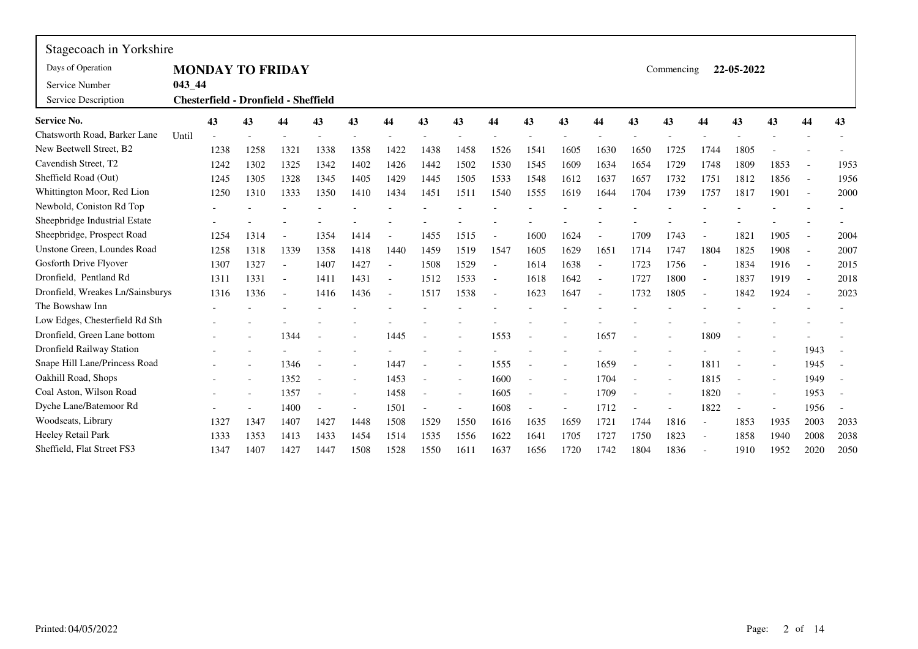## Stagecoach in Yorkshire

| | |
|---|---|
| Days of Operation | **MONDAY TO FRIDAY** |
| Service Number | **043_44** |
| Service Description | **Chesterfield - Dronfield - Sheffield** |

Commencing **22-05-2022**

| **Service No.** | | **43** | **43** | **44** | **43** | **43** | **44** | **43** | **43** | **44** | **43** | **43** | **44** | **43** | **43** | **44** | **43** | **43** | **44** | **43** |
|---|---|---|---|---|---|---|---|---|---|---|---|---|---|---|---|---|---|---|---|---|
| Chatsworth Road, Barker Lane | Until | - | - | - | - | - | - | - | - | - | - | - | - | - | - | - | - | - | - | - |
| New Beetwell Street, B2 | | 1238 | 1258 | 1321 | 1338 | 1358 | 1422 | 1438 | 1458 | 1526 | 1541 | 1605 | 1630 | 1650 | 1725 | 1744 | 1805 | - | - | - |
| Cavendish Street, T2 | | 1242 | 1302 | 1325 | 1342 | 1402 | 1426 | 1442 | 1502 | 1530 | 1545 | 1609 | 1634 | 1654 | 1729 | 1748 | 1809 | 1853 | - | 1953 |
| Sheffield Road (Out) | | 1245 | 1305 | 1328 | 1345 | 1405 | 1429 | 1445 | 1505 | 1533 | 1548 | 1612 | 1637 | 1657 | 1732 | 1751 | 1812 | 1856 | - | 1956 |
| Whittington Moor, Red Lion | | 1250 | 1310 | 1333 | 1350 | 1410 | 1434 | 1451 | 1511 | 1540 | 1555 | 1619 | 1644 | 1704 | 1739 | 1757 | 1817 | 1901 | - | 2000 |
| Newbold, Coniston Rd Top | | - | - | - | - | - | - | - | - | - | - | - | - | - | - | - | - | - | - | - |
| Sheepbridge Industrial Estate | | - | - | - | - | - | - | - | - | - | - | - | - | - | - | - | - | - | - | - |
| Sheepbridge, Prospect Road | | 1254 | 1314 | - | 1354 | 1414 | - | 1455 | 1515 | - | 1600 | 1624 | - | 1709 | 1743 | - | 1821 | 1905 | - | 2004 |
| Unstone Green, Loundes Road | | 1258 | 1318 | 1339 | 1358 | 1418 | 1440 | 1459 | 1519 | 1547 | 1605 | 1629 | 1651 | 1714 | 1747 | 1804 | 1825 | 1908 | - | 2007 |
| Gosforth Drive Flyover | | 1307 | 1327 | - | 1407 | 1427 | - | 1508 | 1529 | - | 1614 | 1638 | - | 1723 | 1756 | - | 1834 | 1916 | - | 2015 |
| Dronfield, Pentland Rd | | 1311 | 1331 | - | 1411 | 1431 | - | 1512 | 1533 | - | 1618 | 1642 | - | 1727 | 1800 | - | 1837 | 1919 | - | 2018 |
| Dronfield, Wreakes Ln/Sainsburys | | 1316 | 1336 | - | 1416 | 1436 | - | 1517 | 1538 | - | 1623 | 1647 | - | 1732 | 1805 | - | 1842 | 1924 | - | 2023 |
| The Bowshaw Inn | | - | - | - | - | - | - | - | - | - | - | - | - | - | - | - | - | - | - | - |
| Low Edges, Chesterfield Rd Sth | | - | - | - | - | - | - | - | - | - | - | - | - | - | - | - | - | - | - | - |
| Dronfield, Green Lane bottom | | - | - | 1344 | - | - | 1445 | - | - | 1553 | - | - | 1657 | - | - | 1809 | - | - | - | - |
| Dronfield Railway Station | | - | - | - | - | - | - | - | - | - | - | - | - | - | - | - | - | - | 1943 | - |
| Snape Hill Lane/Princess Road | | - | - | 1346 | - | - | 1447 | - | - | 1555 | - | - | 1659 | - | - | 1811 | - | - | 1945 | - |
| Oakhill Road, Shops | | - | - | 1352 | - | - | 1453 | - | - | 1600 | - | - | 1704 | - | - | 1815 | - | - | 1949 | - |
| Coal Aston, Wilson Road | | - | - | 1357 | - | - | 1458 | - | - | 1605 | - | - | 1709 | - | - | 1820 | - | - | 1953 | - |
| Dyche Lane/Batemoor Rd | | - | - | 1400 | - | - | 1501 | - | - | 1608 | - | - | 1712 | - | - | 1822 | - | - | 1956 | - |
| Woodseats, Library | | 1327 | 1347 | 1407 | 1427 | 1448 | 1508 | 1529 | 1550 | 1616 | 1635 | 1659 | 1721 | 1744 | 1816 | - | 1853 | 1935 | 2003 | 2033 |
| Heeley Retail Park | | 1333 | 1353 | 1413 | 1433 | 1454 | 1514 | 1535 | 1556 | 1622 | 1641 | 1705 | 1727 | 1750 | 1823 | - | 1858 | 1940 | 2008 | 2038 |
| Sheffield, Flat Street FS3 | | 1347 | 1407 | 1427 | 1447 | 1508 | 1528 | 1550 | 1611 | 1637 | 1656 | 1720 | 1742 | 1804 | 1836 | - | 1910 | 1952 | 2020 | 2050 |

Printed: 04/05/2022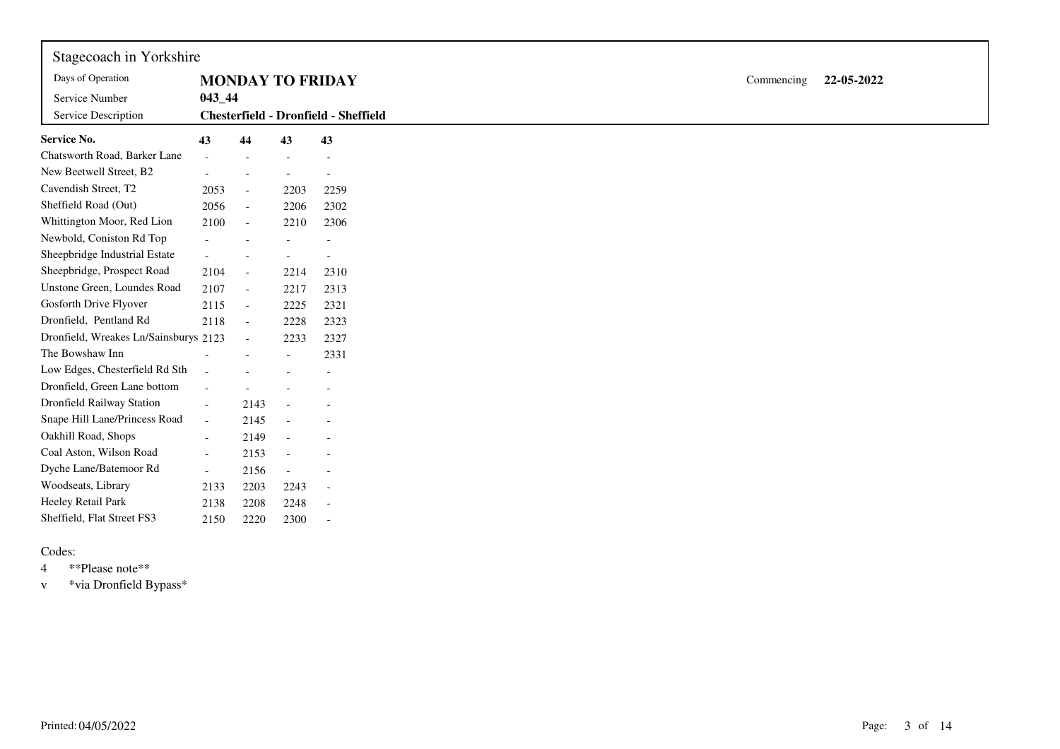Stagecoach in Yorkshire

| | | | |
|---|---|---|---|
| Days of Operation | **MONDAY TO FRIDAY** | Commencing | **22-05-2022** |
| Service Number | **043_44** | | |
| Service Description | **Chesterfield - Dronfield - Sheffield** | | |

| **Service No.** | **43** | **44** | **43** | **43** |
|---|---|---|---|---|
| Chatsworth Road, Barker Lane | - | - | - | - |
| New Beetwell Street, B2 | - | - | - | - |
| Cavendish Street, T2 | 2053 | - | 2203 | 2259 |
| Sheffield Road (Out) | 2056 | - | 2206 | 2302 |
| Whittington Moor, Red Lion | 2100 | - | 2210 | 2306 |
| Newbold, Coniston Rd Top | - | - | - | - |
| Sheepbridge Industrial Estate | - | - | - | - |
| Sheepbridge, Prospect Road | 2104 | - | 2214 | 2310 |
| Unstone Green, Loundes Road | 2107 | - | 2217 | 2313 |
| Gosforth Drive Flyover | 2115 | - | 2225 | 2321 |
| Dronfield, Pentland Rd | 2118 | - | 2228 | 2323 |
| Dronfield, Wreakes Ln/Sainsburys | 2123 | - | 2233 | 2327 |
| The Bowshaw Inn | - | - | - | 2331 |
| Low Edges, Chesterfield Rd Sth | - | - | - | - |
| Dronfield, Green Lane bottom | - | - | - | - |
| Dronfield Railway Station | - | 2143 | - | - |
| Snape Hill Lane/Princess Road | - | 2145 | - | - |
| Oakhill Road, Shops | - | 2149 | - | - |
| Coal Aston, Wilson Road | - | 2153 | - | - |
| Dyche Lane/Batemoor Rd | - | 2156 | - | - |
| Woodseats, Library | 2133 | 2203 | 2243 | - |
| Heeley Retail Park | 2138 | 2208 | 2248 | - |
| Sheffield, Flat Street FS3 | 2150 | 2220 | 2300 | - |

Codes:

4 **Please note**

v *via Dronfield Bypass*

Printed: 04/05/2022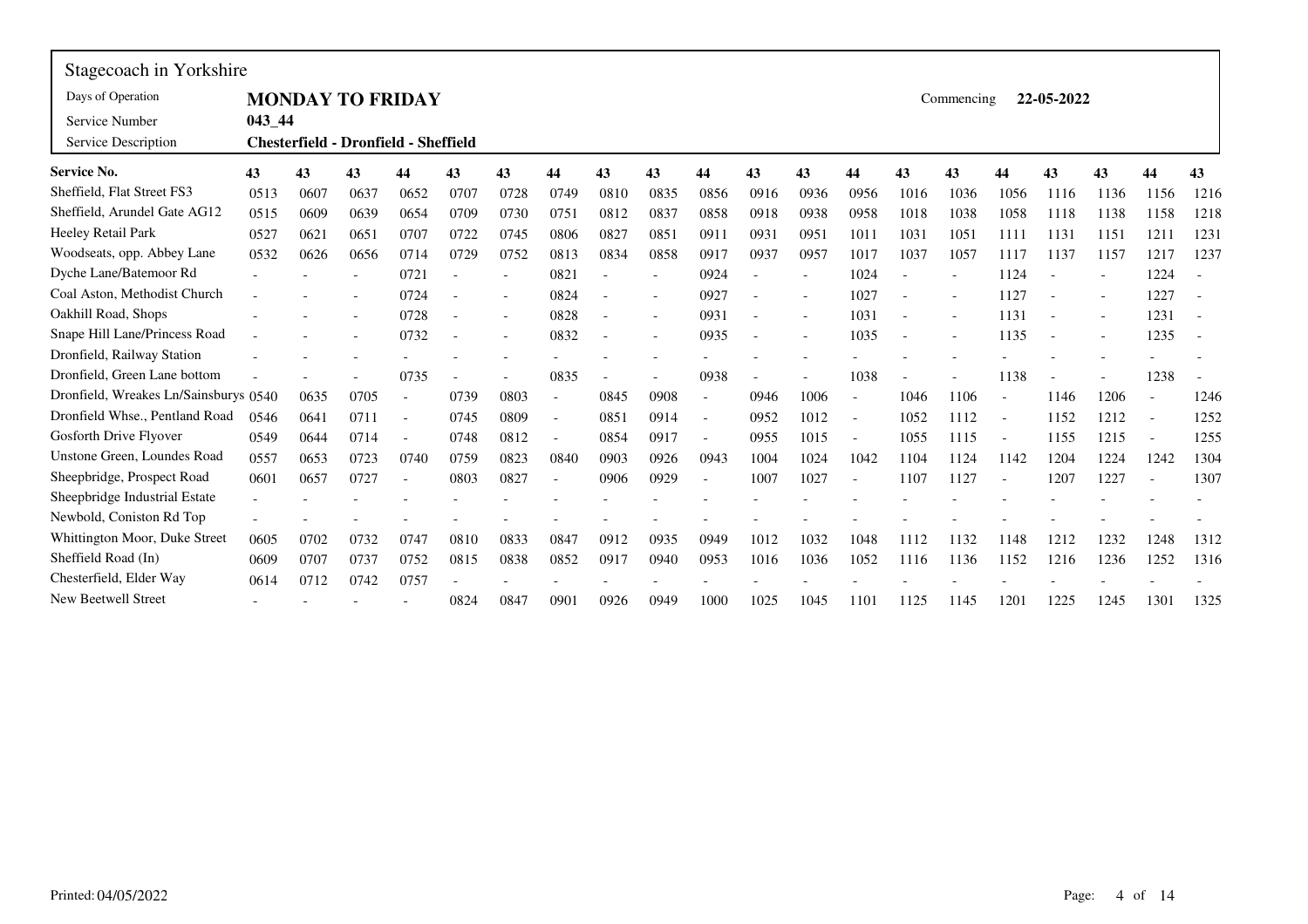Stagecoach in Yorkshire

| | | |
|---|---|---|
| Days of Operation | **MONDAY TO FRIDAY** | Commencing **22-05-2022** |
| Service Number | **043_44** | |
| Service Description | **Chesterfield - Dronfield - Sheffield** | |

| Service No. | 43 | 43 | 43 | 44 | 43 | 43 | 44 | 43 | 43 | 44 | 43 | 43 | 44 | 43 | 43 | 44 | 43 | 43 | 44 | 43 |
|---|---|---|---|---|---|---|---|---|---|---|---|---|---|---|---|---|---|---|---|---|
| Sheffield, Flat Street FS3 | 0513 | 0607 | 0637 | 0652 | 0707 | 0728 | 0749 | 0810 | 0835 | 0856 | 0916 | 0936 | 0956 | 1016 | 1036 | 1056 | 1116 | 1136 | 1156 | 1216 |
| Sheffield, Arundel Gate AG12 | 0515 | 0609 | 0639 | 0654 | 0709 | 0730 | 0751 | 0812 | 0837 | 0858 | 0918 | 0938 | 0958 | 1018 | 1038 | 1058 | 1118 | 1138 | 1158 | 1218 |
| Heeley Retail Park | 0527 | 0621 | 0651 | 0707 | 0722 | 0745 | 0806 | 0827 | 0851 | 0911 | 0931 | 0951 | 1011 | 1031 | 1051 | 1111 | 1131 | 1151 | 1211 | 1231 |
| Woodseats, opp. Abbey Lane | 0532 | 0626 | 0656 | 0714 | 0729 | 0752 | 0813 | 0834 | 0858 | 0917 | 0937 | 0957 | 1017 | 1037 | 1057 | 1117 | 1137 | 1157 | 1217 | 1237 |
| Dyche Lane/Batemoor Rd | - | - | - | 0721 | - | - | 0821 | - | - | 0924 | - | - | 1024 | - | - | 1124 | - | - | 1224 | - |
| Coal Aston, Methodist Church | - | - | - | 0724 | - | - | 0824 | - | - | 0927 | - | - | 1027 | - | - | 1127 | - | - | 1227 | - |
| Oakhill Road, Shops | - | - | - | 0728 | - | - | 0828 | - | - | 0931 | - | - | 1031 | - | - | 1131 | - | - | 1231 | - |
| Snape Hill Lane/Princess Road | - | - | - | 0732 | - | - | 0832 | - | - | 0935 | - | - | 1035 | - | - | 1135 | - | - | 1235 | - |
| Dronfield, Railway Station | - | - | - | - | - | - | - | - | - | - | - | - | - | - | - | - | - | - | - | - |
| Dronfield, Green Lane bottom | - | - | - | 0735 | - | - | 0835 | - | - | 0938 | - | - | 1038 | - | - | 1138 | - | - | 1238 | - |
| Dronfield, Wreakes Ln/Sainsburys | 0540 | 0635 | 0705 | - | 0739 | 0803 | - | 0845 | 0908 | - | 0946 | 1006 | - | 1046 | 1106 | - | 1146 | 1206 | - | 1246 |
| Dronfield Whse., Pentland Road | 0546 | 0641 | 0711 | - | 0745 | 0809 | - | 0851 | 0914 | - | 0952 | 1012 | - | 1052 | 1112 | - | 1152 | 1212 | - | 1252 |
| Gosforth Drive Flyover | 0549 | 0644 | 0714 | - | 0748 | 0812 | - | 0854 | 0917 | - | 0955 | 1015 | - | 1055 | 1115 | - | 1155 | 1215 | - | 1255 |
| Unstone Green, Loundes Road | 0557 | 0653 | 0723 | 0740 | 0759 | 0823 | 0840 | 0903 | 0926 | 0943 | 1004 | 1024 | 1042 | 1104 | 1124 | 1142 | 1204 | 1224 | 1242 | 1304 |
| Sheepbridge, Prospect Road | 0601 | 0657 | 0727 | - | 0803 | 0827 | - | 0906 | 0929 | - | 1007 | 1027 | - | 1107 | 1127 | - | 1207 | 1227 | - | 1307 |
| Sheepbridge Industrial Estate | - | - | - | - | - | - | - | - | - | - | - | - | - | - | - | - | - | - | - | - |
| Newbold, Coniston Rd Top | - | - | - | - | - | - | - | - | - | - | - | - | - | - | - | - | - | - | - | - |
| Whittington Moor, Duke Street | 0605 | 0702 | 0732 | 0747 | 0810 | 0833 | 0847 | 0912 | 0935 | 0949 | 1012 | 1032 | 1048 | 1112 | 1132 | 1148 | 1212 | 1232 | 1248 | 1312 |
| Sheffield Road (In) | 0609 | 0707 | 0737 | 0752 | 0815 | 0838 | 0852 | 0917 | 0940 | 0953 | 1016 | 1036 | 1052 | 1116 | 1136 | 1152 | 1216 | 1236 | 1252 | 1316 |
| Chesterfield, Elder Way | 0614 | 0712 | 0742 | 0757 | - | - | - | - | - | - | - | - | - | - | - | - | - | - | - | - |
| New Beetwell Street | - | - | - | - | 0824 | 0847 | 0901 | 0926 | 0949 | 1000 | 1025 | 1045 | 1101 | 1125 | 1145 | 1201 | 1225 | 1245 | 1301 | 1325 |

Printed: 04/05/2022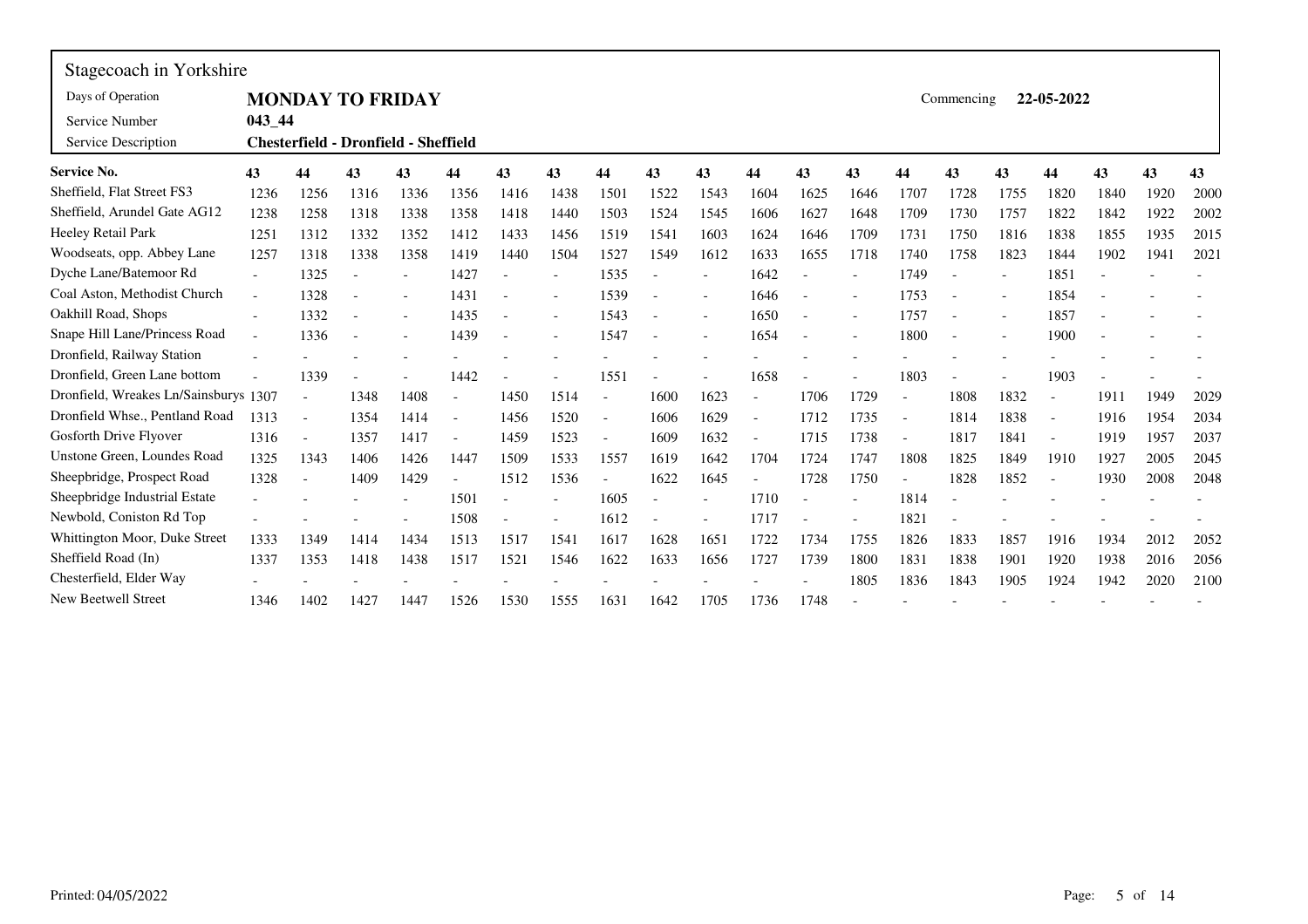Stagecoach in Yorkshire

| Days of Operation | **MONDAY TO FRIDAY** | Commencing | **22-05-2022** |
|---|---|---|---|
| Service Number | 043_44 | | |
| Service Description | **Chesterfield - Dronfield - Sheffield** | | |

| **Service No.** | **43** | **44** | **43** | **43** | **44** | **43** | **43** | **44** | **43** | **43** | **44** | **43** | **43** | **44** | **43** | **43** | **44** | **43** | **43** | **43** |
|---|---|---|---|---|---|---|---|---|---|---|---|---|---|---|---|---|---|---|---|---|
| Sheffield, Flat Street FS3 | 1236 | 1256 | 1316 | 1336 | 1356 | 1416 | 1438 | 1501 | 1522 | 1543 | 1604 | 1625 | 1646 | 1707 | 1728 | 1755 | 1820 | 1840 | 1920 | 2000 |
| Sheffield, Arundel Gate AG12 | 1238 | 1258 | 1318 | 1338 | 1358 | 1418 | 1440 | 1503 | 1524 | 1545 | 1606 | 1627 | 1648 | 1709 | 1730 | 1757 | 1822 | 1842 | 1922 | 2002 |
| Heeley Retail Park | 1251 | 1312 | 1332 | 1352 | 1412 | 1433 | 1456 | 1519 | 1541 | 1603 | 1624 | 1646 | 1709 | 1731 | 1750 | 1816 | 1838 | 1855 | 1935 | 2015 |
| Woodseats, opp. Abbey Lane | 1257 | 1318 | 1338 | 1358 | 1419 | 1440 | 1504 | 1527 | 1549 | 1612 | 1633 | 1655 | 1718 | 1740 | 1758 | 1823 | 1844 | 1902 | 1941 | 2021 |
| Dyche Lane/Batemoor Rd | - | 1325 | - | - | 1427 | - | - | 1535 | - | - | 1642 | - | - | 1749 | - | - | 1851 | - | - | - |
| Coal Aston, Methodist Church | - | 1328 | - | - | 1431 | - | - | 1539 | - | - | 1646 | - | - | 1753 | - | - | 1854 | - | - | - |
| Oakhill Road, Shops | - | 1332 | - | - | 1435 | - | - | 1543 | - | - | 1650 | - | - | 1757 | - | - | 1857 | - | - | - |
| Snape Hill Lane/Princess Road | - | 1336 | - | - | 1439 | - | - | 1547 | - | - | 1654 | - | - | 1800 | - | - | 1900 | - | - | - |
| Dronfield, Railway Station | - | - | - | - | - | - | - | - | - | - | - | - | - | - | - | - | - | - | - | - |
| Dronfield, Green Lane bottom | - | 1339 | - | - | 1442 | - | - | 1551 | - | - | 1658 | - | - | 1803 | - | - | 1903 | - | - | - |
| Dronfield, Wreakes Ln/Sainsburys | 1307 | - | 1348 | 1408 | - | 1450 | 1514 | - | 1600 | 1623 | - | 1706 | 1729 | - | 1808 | 1832 | - | 1911 | 1949 | 2029 |
| Dronfield Whse., Pentland Road | 1313 | - | 1354 | 1414 | - | 1456 | 1520 | - | 1606 | 1629 | - | 1712 | 1735 | - | 1814 | 1838 | - | 1916 | 1954 | 2034 |
| Gosforth Drive Flyover | 1316 | - | 1357 | 1417 | - | 1459 | 1523 | - | 1609 | 1632 | - | 1715 | 1738 | - | 1817 | 1841 | - | 1919 | 1957 | 2037 |
| Unstone Green, Loundes Road | 1325 | 1343 | 1406 | 1426 | 1447 | 1509 | 1533 | 1557 | 1619 | 1642 | 1704 | 1724 | 1747 | 1808 | 1825 | 1849 | 1910 | 1927 | 2005 | 2045 |
| Sheepbridge, Prospect Road | 1328 | - | 1409 | 1429 | - | 1512 | 1536 | - | 1622 | 1645 | - | 1728 | 1750 | - | 1828 | 1852 | - | 1930 | 2008 | 2048 |
| Sheepbridge Industrial Estate | - | - | - | - | 1501 | - | - | 1605 | - | - | 1710 | - | - | 1814 | - | - | - | - | - | - |
| Newbold, Coniston Rd Top | - | - | - | - | 1508 | - | - | 1612 | - | - | 1717 | - | - | 1821 | - | - | - | - | - | - |
| Whittington Moor, Duke Street | 1333 | 1349 | 1414 | 1434 | 1513 | 1517 | 1541 | 1617 | 1628 | 1651 | 1722 | 1734 | 1755 | 1826 | 1833 | 1857 | 1916 | 1934 | 2012 | 2052 |
| Sheffield Road (In) | 1337 | 1353 | 1418 | 1438 | 1517 | 1521 | 1546 | 1622 | 1633 | 1656 | 1727 | 1739 | 1800 | 1831 | 1838 | 1901 | 1920 | 1938 | 2016 | 2056 |
| Chesterfield, Elder Way | - | - | - | - | - | - | - | - | - | - | - | - | 1805 | 1836 | 1843 | 1905 | 1924 | 1942 | 2020 | 2100 |
| New Beetwell Street | 1346 | 1402 | 1427 | 1447 | 1526 | 1530 | 1555 | 1631 | 1642 | 1705 | 1736 | 1748 | - | - | - | - | - | - | - | - |

Printed: 04/05/2022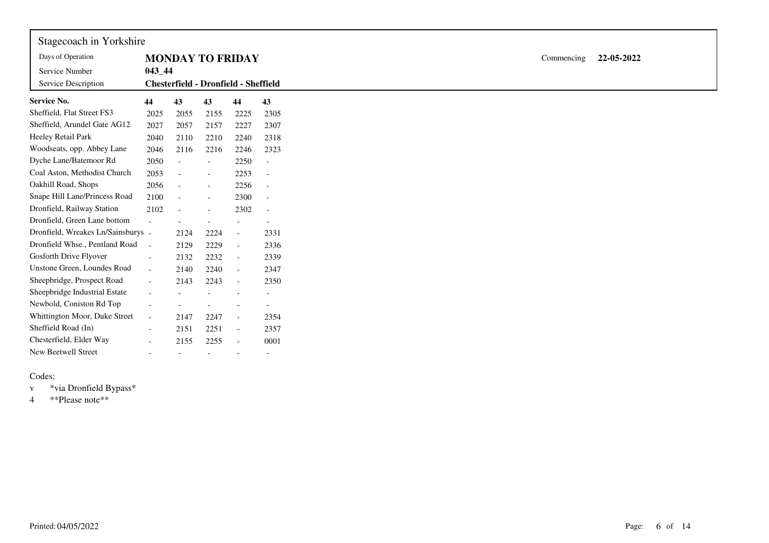Stagecoach in Yorkshire

| Days of Operation | **MONDAY TO FRIDAY** | Commencing | **22-05-2022** |
|---|---|---|---|
| Service Number | **043_44** | | |
| Service Description | **Chesterfield - Dronfield - Sheffield** | | |

| **Service No.** | **44** | **43** | **43** | **44** | **43** |
|---|---|---|---|---|---|
| Sheffield, Flat Street FS3 | 2025 | 2055 | 2155 | 2225 | 2305 |
| Sheffield, Arundel Gate AG12 | 2027 | 2057 | 2157 | 2227 | 2307 |
| Heeley Retail Park | 2040 | 2110 | 2210 | 2240 | 2318 |
| Woodseats, opp. Abbey Lane | 2046 | 2116 | 2216 | 2246 | 2323 |
| Dyche Lane/Batemoor Rd | 2050 | - | - | 2250 | - |
| Coal Aston, Methodist Church | 2053 | - | - | 2253 | - |
| Oakhill Road, Shops | 2056 | - | - | 2256 | - |
| Snape Hill Lane/Princess Road | 2100 | - | - | 2300 | - |
| Dronfield, Railway Station | 2102 | - | - | 2302 | - |
| Dronfield, Green Lane bottom | - | - | - | - | - |
| Dronfield, Wreakes Ln/Sainsburys | - | 2124 | 2224 | - | 2331 |
| Dronfield Whse., Pentland Road | - | 2129 | 2229 | - | 2336 |
| Gosforth Drive Flyover | - | 2132 | 2232 | - | 2339 |
| Unstone Green, Loundes Road | - | 2140 | 2240 | - | 2347 |
| Sheepbridge, Prospect Road | - | 2143 | 2243 | - | 2350 |
| Sheepbridge Industrial Estate | - | - | - | - | - |
| Newbold, Coniston Rd Top | - | - | - | - | - |
| Whittington Moor, Duke Street | - | 2147 | 2247 | - | 2354 |
| Sheffield Road (In) | - | 2151 | 2251 | - | 2357 |
| Chesterfield, Elder Way | - | 2155 | 2255 | - | 0001 |
| New Beetwell Street | - | - | - | - | - |

Codes:

v *via Dronfield Bypass*

4 **Please note**

Printed: 04/05/2022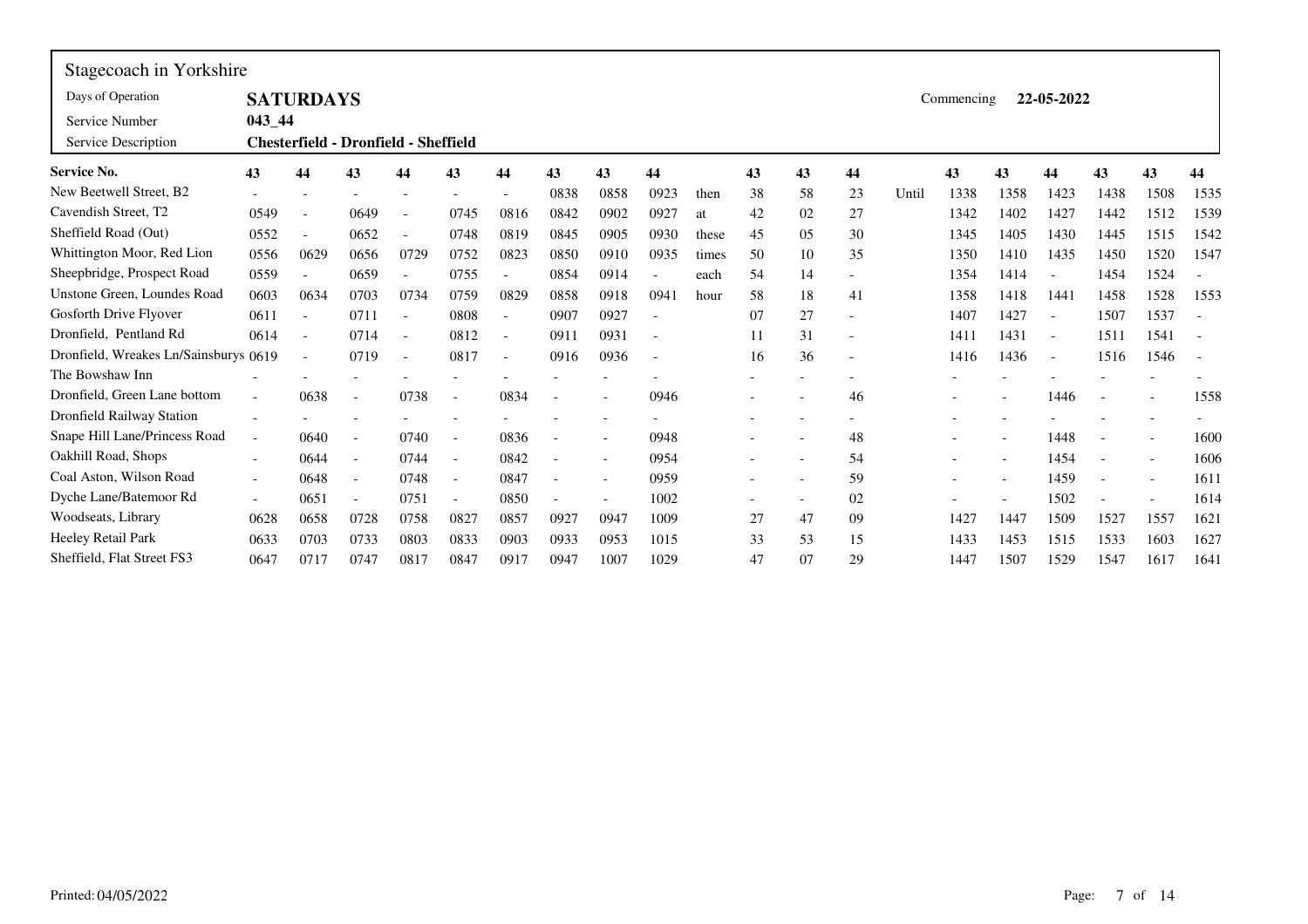# Stagecoach in Yorkshire

| | |
|---|---|
| Days of Operation | **SATURDAYS** |
| Service Number | **043_44** |
| Service Description | **Chesterfield - Dronfield - Sheffield** |

Commencing **22-05-2022**

| Service No. | 43 | 44 | 43 | 44 | 43 | 44 | 43 | 43 | 44 | | 43 | 43 | 44 | | 43 | 43 | 44 | 43 | 43 | 44 |
|---|---|---|---|---|---|---|---|---|---|---|---|---|---|---|---|---|---|---|---|---|
| New Beetwell Street, B2 | - | - | - | - | - | - | 0838 | 0858 | 0923 | then | 38 | 58 | 23 | Until | 1338 | 1358 | 1423 | 1438 | 1508 | 1535 |
| Cavendish Street, T2 | 0549 | - | 0649 | - | 0745 | 0816 | 0842 | 0902 | 0927 | at | 42 | 02 | 27 | | 1342 | 1402 | 1427 | 1442 | 1512 | 1539 |
| Sheffield Road (Out) | 0552 | - | 0652 | - | 0748 | 0819 | 0845 | 0905 | 0930 | these | 45 | 05 | 30 | | 1345 | 1405 | 1430 | 1445 | 1515 | 1542 |
| Whittington Moor, Red Lion | 0556 | 0629 | 0656 | 0729 | 0752 | 0823 | 0850 | 0910 | 0935 | times | 50 | 10 | 35 | | 1350 | 1410 | 1435 | 1450 | 1520 | 1547 |
| Sheepbridge, Prospect Road | 0559 | - | 0659 | - | 0755 | - | 0854 | 0914 | - | each | 54 | 14 | - | | 1354 | 1414 | - | 1454 | 1524 | - |
| Unstone Green, Loundes Road | 0603 | 0634 | 0703 | 0734 | 0759 | 0829 | 0858 | 0918 | 0941 | hour | 58 | 18 | 41 | | 1358 | 1418 | 1441 | 1458 | 1528 | 1553 |
| Gosforth Drive Flyover | 0611 | - | 0711 | - | 0808 | - | 0907 | 0927 | - | | 07 | 27 | - | | 1407 | 1427 | - | 1507 | 1537 | - |
| Dronfield, Pentland Rd | 0614 | - | 0714 | - | 0812 | - | 0911 | 0931 | - | | 11 | 31 | - | | 1411 | 1431 | - | 1511 | 1541 | - |
| Dronfield, Wreakes Ln/Sainsburys | 0619 | - | 0719 | - | 0817 | - | 0916 | 0936 | - | | 16 | 36 | - | | 1416 | 1436 | - | 1516 | 1546 | - |
| The Bowshaw Inn | - | - | - | - | - | - | - | - | - | | - | - | - | | - | - | - | - | - | - |
| Dronfield, Green Lane bottom | - | 0638 | - | 0738 | - | 0834 | - | - | 0946 | | - | - | 46 | | - | - | 1446 | - | - | 1558 |
| Dronfield Railway Station | - | - | - | - | - | - | - | - | - | | - | - | - | | - | - | - | - | - | - |
| Snape Hill Lane/Princess Road | - | 0640 | - | 0740 | - | 0836 | - | - | 0948 | | - | - | 48 | | - | - | 1448 | - | - | 1600 |
| Oakhill Road, Shops | - | 0644 | - | 0744 | - | 0842 | - | - | 0954 | | - | - | 54 | | - | - | 1454 | - | - | 1606 |
| Coal Aston, Wilson Road | - | 0648 | - | 0748 | - | 0847 | - | - | 0959 | | - | - | 59 | | - | - | 1459 | - | - | 1611 |
| Dyche Lane/Batemoor Rd | - | 0651 | - | 0751 | - | 0850 | - | - | 1002 | | - | - | 02 | | - | - | 1502 | - | - | 1614 |
| Woodseats, Library | 0628 | 0658 | 0728 | 0758 | 0827 | 0857 | 0927 | 0947 | 1009 | | 27 | 47 | 09 | | 1427 | 1447 | 1509 | 1527 | 1557 | 1621 |
| Heeley Retail Park | 0633 | 0703 | 0733 | 0803 | 0833 | 0903 | 0933 | 0953 | 1015 | | 33 | 53 | 15 | | 1433 | 1453 | 1515 | 1533 | 1603 | 1627 |
| Sheffield, Flat Street FS3 | 0647 | 0717 | 0747 | 0817 | 0847 | 0917 | 0947 | 1007 | 1029 | | 47 | 07 | 29 | | 1447 | 1507 | 1529 | 1547 | 1617 | 1641 |

Printed: 04/05/2022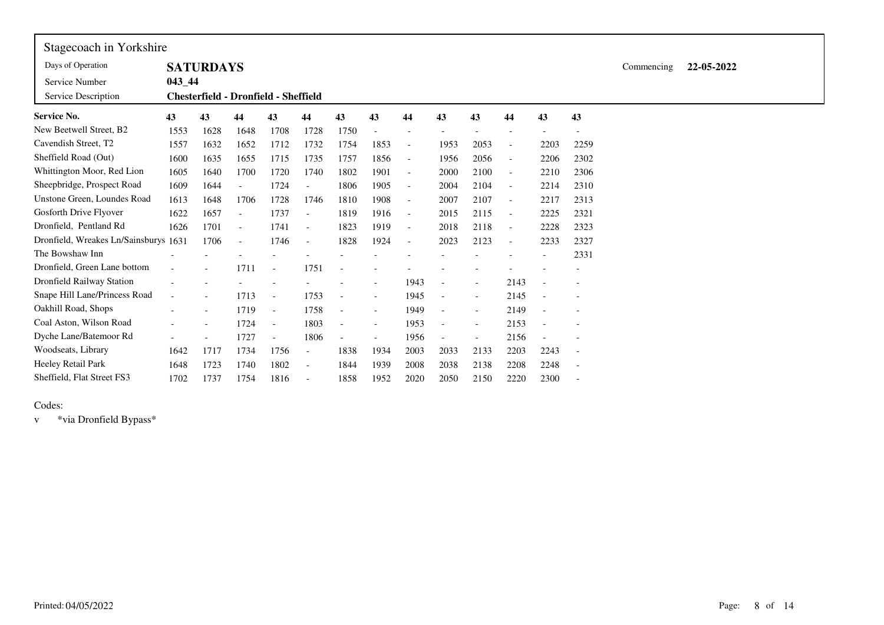Stagecoach in Yorkshire

| Days of Operation | **SATURDAYS** | Commencing | **22-05-2022** |
|---|---|---|---|
| Service Number | 043_44 | | |
| Service Description | **Chesterfield - Dronfield - Sheffield** | | |

| **Service No.** | **43** | **43** | **44** | **43** | **44** | **43** | **43** | **44** | **43** | **43** | **44** | **43** | **43** |
|---|---|---|---|---|---|---|---|---|---|---|---|---|---|
| New Beetwell Street, B2 | 1553 | 1628 | 1648 | 1708 | 1728 | 1750 | - | - | - | - | - | - | - |
| Cavendish Street, T2 | 1557 | 1632 | 1652 | 1712 | 1732 | 1754 | 1853 | - | 1953 | 2053 | - | 2203 | 2259 |
| Sheffield Road (Out) | 1600 | 1635 | 1655 | 1715 | 1735 | 1757 | 1856 | - | 1956 | 2056 | - | 2206 | 2302 |
| Whittington Moor, Red Lion | 1605 | 1640 | 1700 | 1720 | 1740 | 1802 | 1901 | - | 2000 | 2100 | - | 2210 | 2306 |
| Sheepbridge, Prospect Road | 1609 | 1644 | - | 1724 | - | 1806 | 1905 | - | 2004 | 2104 | - | 2214 | 2310 |
| Unstone Green, Loundes Road | 1613 | 1648 | 1706 | 1728 | 1746 | 1810 | 1908 | - | 2007 | 2107 | - | 2217 | 2313 |
| Gosforth Drive Flyover | 1622 | 1657 | - | 1737 | - | 1819 | 1916 | - | 2015 | 2115 | - | 2225 | 2321 |
| Dronfield, Pentland Rd | 1626 | 1701 | - | 1741 | - | 1823 | 1919 | - | 2018 | 2118 | - | 2228 | 2323 |
| Dronfield, Wreakes Ln/Sainsburys | 1631 | 1706 | - | 1746 | - | 1828 | 1924 | - | 2023 | 2123 | - | 2233 | 2327 |
| The Bowshaw Inn | - | - | - | - | - | - | - | - | - | - | - | - | 2331 |
| Dronfield, Green Lane bottom | - | - | 1711 | - | 1751 | - | - | - | - | - | - | - | - |
| Dronfield Railway Station | - | - | - | - | - | - | - | 1943 | - | - | 2143 | - | - |
| Snape Hill Lane/Princess Road | - | - | 1713 | - | 1753 | - | - | 1945 | - | - | 2145 | - | - |
| Oakhill Road, Shops | - | - | 1719 | - | 1758 | - | - | 1949 | - | - | 2149 | - | - |
| Coal Aston, Wilson Road | - | - | 1724 | - | 1803 | - | - | 1953 | - | - | 2153 | - | - |
| Dyche Lane/Batemoor Rd | - | - | 1727 | - | 1806 | - | - | 1956 | - | - | 2156 | - | - |
| Woodseats, Library | 1642 | 1717 | 1734 | 1756 | - | 1838 | 1934 | 2003 | 2033 | 2133 | 2203 | 2243 | - |
| Heeley Retail Park | 1648 | 1723 | 1740 | 1802 | - | 1844 | 1939 | 2008 | 2038 | 2138 | 2208 | 2248 | - |
| Sheffield, Flat Street FS3 | 1702 | 1737 | 1754 | 1816 | - | 1858 | 1952 | 2020 | 2050 | 2150 | 2220 | 2300 | - |

Codes:

v *via Dronfield Bypass*

Printed: 04/05/2022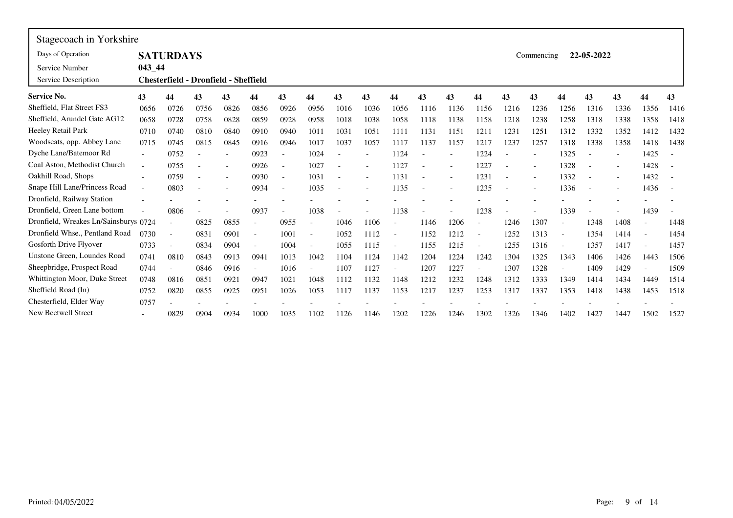Stagecoach in Yorkshire

| | | | |
|---|---|---|---|
| Days of Operation | **SATURDAYS** | Commencing | **22-05-2022** |
| Service Number | **043_44** | | |
| Service Description | **Chesterfield - Dronfield - Sheffield** | | |

| **Service No.** | **43** | **44** | **43** | **43** | **44** | **43** | **44** | **43** | **43** | **44** | **43** | **43** | **44** | **43** | **43** | **44** | **43** | **43** | **44** | **43** |
|---|---|---|---|---|---|---|---|---|---|---|---|---|---|---|---|---|---|---|---|---|
| Sheffield, Flat Street FS3 | 0656 | 0726 | 0756 | 0826 | 0856 | 0926 | 0956 | 1016 | 1036 | 1056 | 1116 | 1136 | 1156 | 1216 | 1236 | 1256 | 1316 | 1336 | 1356 | 1416 |
| Sheffield, Arundel Gate AG12 | 0658 | 0728 | 0758 | 0828 | 0859 | 0928 | 0958 | 1018 | 1038 | 1058 | 1118 | 1138 | 1158 | 1218 | 1238 | 1258 | 1318 | 1338 | 1358 | 1418 |
| Heeley Retail Park | 0710 | 0740 | 0810 | 0840 | 0910 | 0940 | 1011 | 1031 | 1051 | 1111 | 1131 | 1151 | 1211 | 1231 | 1251 | 1312 | 1332 | 1352 | 1412 | 1432 |
| Woodseats, opp. Abbey Lane | 0715 | 0745 | 0815 | 0845 | 0916 | 0946 | 1017 | 1037 | 1057 | 1117 | 1137 | 1157 | 1217 | 1237 | 1257 | 1318 | 1338 | 1358 | 1418 | 1438 |
| Dyche Lane/Batemoor Rd | - | 0752 | - | - | 0923 | - | 1024 | - | - | 1124 | - | - | 1224 | - | - | 1325 | - | - | 1425 | - |
| Coal Aston, Methodist Church | - | 0755 | - | - | 0926 | - | 1027 | - | - | 1127 | - | - | 1227 | - | - | 1328 | - | - | 1428 | - |
| Oakhill Road, Shops | - | 0759 | - | - | 0930 | - | 1031 | - | - | 1131 | - | - | 1231 | - | - | 1332 | - | - | 1432 | - |
| Snape Hill Lane/Princess Road | - | 0803 | - | - | 0934 | - | 1035 | - | - | 1135 | - | - | 1235 | - | - | 1336 | - | - | 1436 | - |
| Dronfield, Railway Station | - | - | - | - | - | - | - | - | - | - | - | - | - | - | - | - | - | - | - | - |
| Dronfield, Green Lane bottom | - | 0806 | - | - | 0937 | - | 1038 | - | - | 1138 | - | - | 1238 | - | - | 1339 | - | - | 1439 | - |
| Dronfield, Wreakes Ln/Sainsburys | 0724 | - | 0825 | 0855 | - | 0955 | - | 1046 | 1106 | - | 1146 | 1206 | - | 1246 | 1307 | - | 1348 | 1408 | - | 1448 |
| Dronfield Whse., Pentland Road | 0730 | - | 0831 | 0901 | - | 1001 | - | 1052 | 1112 | - | 1152 | 1212 | - | 1252 | 1313 | - | 1354 | 1414 | - | 1454 |
| Gosforth Drive Flyover | 0733 | - | 0834 | 0904 | - | 1004 | - | 1055 | 1115 | - | 1155 | 1215 | - | 1255 | 1316 | - | 1357 | 1417 | - | 1457 |
| Unstone Green, Loundes Road | 0741 | 0810 | 0843 | 0913 | 0941 | 1013 | 1042 | 1104 | 1124 | 1142 | 1204 | 1224 | 1242 | 1304 | 1325 | 1343 | 1406 | 1426 | 1443 | 1506 |
| Sheepbridge, Prospect Road | 0744 | - | 0846 | 0916 | - | 1016 | - | 1107 | 1127 | - | 1207 | 1227 | - | 1307 | 1328 | - | 1409 | 1429 | - | 1509 |
| Whittington Moor, Duke Street | 0748 | 0816 | 0851 | 0921 | 0947 | 1021 | 1048 | 1112 | 1132 | 1148 | 1212 | 1232 | 1248 | 1312 | 1333 | 1349 | 1414 | 1434 | 1449 | 1514 |
| Sheffield Road (In) | 0752 | 0820 | 0855 | 0925 | 0951 | 1026 | 1053 | 1117 | 1137 | 1153 | 1217 | 1237 | 1253 | 1317 | 1337 | 1353 | 1418 | 1438 | 1453 | 1518 |
| Chesterfield, Elder Way | 0757 | - | - | - | - | - | - | - | - | - | - | - | - | - | - | - | - | - | - | - |
| New Beetwell Street | - | 0829 | 0904 | 0934 | 1000 | 1035 | 1102 | 1126 | 1146 | 1202 | 1226 | 1246 | 1302 | 1326 | 1346 | 1402 | 1427 | 1447 | 1502 | 1527 |

Printed: 04/05/2022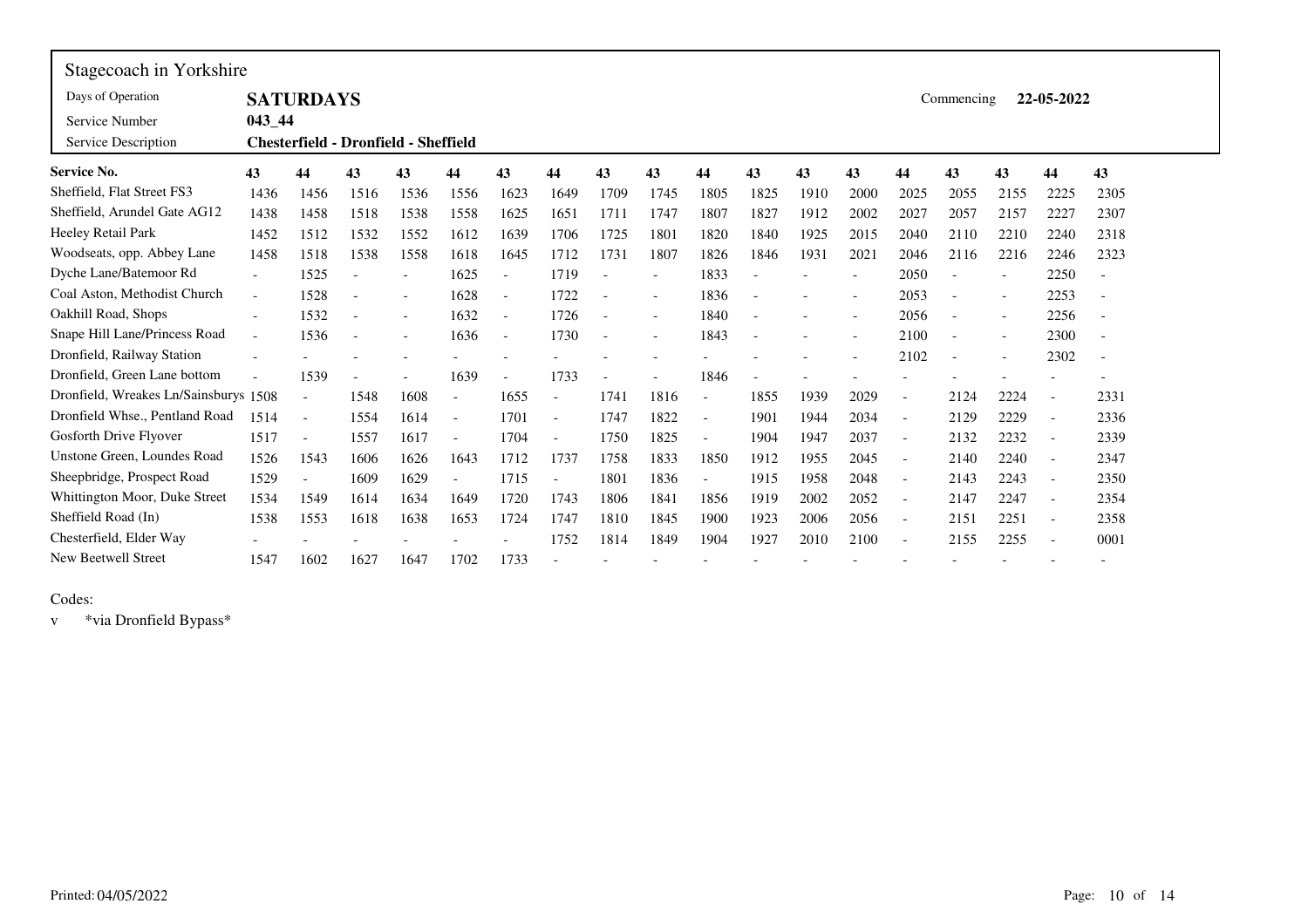Stagecoach in Yorkshire

| Days of Operation | **SATURDAYS** | Commencing | **22-05-2022** |
|---|---|---|---|
| Service Number | **043_44** | | |
| Service Description | **Chesterfield - Dronfield - Sheffield** | | |

| **Service No.** | **43** | **44** | **43** | **43** | **44** | **43** | **44** | **43** | **43** | **44** | **43** | **43** | **43** | **44** | **43** | **43** | **44** | **43** |
|---|---|---|---|---|---|---|---|---|---|---|---|---|---|---|---|---|---|---|
| Sheffield, Flat Street FS3 | 1436 | 1456 | 1516 | 1536 | 1556 | 1623 | 1649 | 1709 | 1745 | 1805 | 1825 | 1910 | 2000 | 2025 | 2055 | 2155 | 2225 | 2305 |
| Sheffield, Arundel Gate AG12 | 1438 | 1458 | 1518 | 1538 | 1558 | 1625 | 1651 | 1711 | 1747 | 1807 | 1827 | 1912 | 2002 | 2027 | 2057 | 2157 | 2227 | 2307 |
| Heeley Retail Park | 1452 | 1512 | 1532 | 1552 | 1612 | 1639 | 1706 | 1725 | 1801 | 1820 | 1840 | 1925 | 2015 | 2040 | 2110 | 2210 | 2240 | 2318 |
| Woodseats, opp. Abbey Lane | 1458 | 1518 | 1538 | 1558 | 1618 | 1645 | 1712 | 1731 | 1807 | 1826 | 1846 | 1931 | 2021 | 2046 | 2116 | 2216 | 2246 | 2323 |
| Dyche Lane/Batemoor Rd | - | 1525 | - | - | 1625 | - | 1719 | - | - | 1833 | - | - | - | 2050 | - | - | 2250 | - |
| Coal Aston, Methodist Church | - | 1528 | - | - | 1628 | - | 1722 | - | - | 1836 | - | - | - | 2053 | - | - | 2253 | - |
| Oakhill Road, Shops | - | 1532 | - | - | 1632 | - | 1726 | - | - | 1840 | - | - | - | 2056 | - | - | 2256 | - |
| Snape Hill Lane/Princess Road | - | 1536 | - | - | 1636 | - | 1730 | - | - | 1843 | - | - | - | 2100 | - | - | 2300 | - |
| Dronfield, Railway Station | - | - | - | - | - | - | - | - | - | - | - | - | - | 2102 | - | - | 2302 | - |
| Dronfield, Green Lane bottom | - | 1539 | - | - | 1639 | - | 1733 | - | - | 1846 | - | - | - | - | - | - | - | - |
| Dronfield, Wreakes Ln/Sainsburys | 1508 | - | 1548 | 1608 | - | 1655 | - | 1741 | 1816 | - | 1855 | 1939 | 2029 | - | 2124 | 2224 | - | 2331 |
| Dronfield Whse., Pentland Road | 1514 | - | 1554 | 1614 | - | 1701 | - | 1747 | 1822 | - | 1901 | 1944 | 2034 | - | 2129 | 2229 | - | 2336 |
| Gosforth Drive Flyover | 1517 | - | 1557 | 1617 | - | 1704 | - | 1750 | 1825 | - | 1904 | 1947 | 2037 | - | 2132 | 2232 | - | 2339 |
| Unstone Green, Loundes Road | 1526 | 1543 | 1606 | 1626 | 1643 | 1712 | 1737 | 1758 | 1833 | 1850 | 1912 | 1955 | 2045 | - | 2140 | 2240 | - | 2347 |
| Sheepbridge, Prospect Road | 1529 | - | 1609 | 1629 | - | 1715 | - | 1801 | 1836 | - | 1915 | 1958 | 2048 | - | 2143 | 2243 | - | 2350 |
| Whittington Moor, Duke Street | 1534 | 1549 | 1614 | 1634 | 1649 | 1720 | 1743 | 1806 | 1841 | 1856 | 1919 | 2002 | 2052 | - | 2147 | 2247 | - | 2354 |
| Sheffield Road (In) | 1538 | 1553 | 1618 | 1638 | 1653 | 1724 | 1747 | 1810 | 1845 | 1900 | 1923 | 2006 | 2056 | - | 2151 | 2251 | - | 2358 |
| Chesterfield, Elder Way | - | - | - | - | - | - | 1752 | 1814 | 1849 | 1904 | 1927 | 2010 | 2100 | - | 2155 | 2255 | - | 0001 |
| New Beetwell Street | 1547 | 1602 | 1627 | 1647 | 1702 | 1733 | - | - | - | - | - | - | - | - | - | - | - | - |

Codes:

v *via Dronfield Bypass*

Printed: 04/05/2022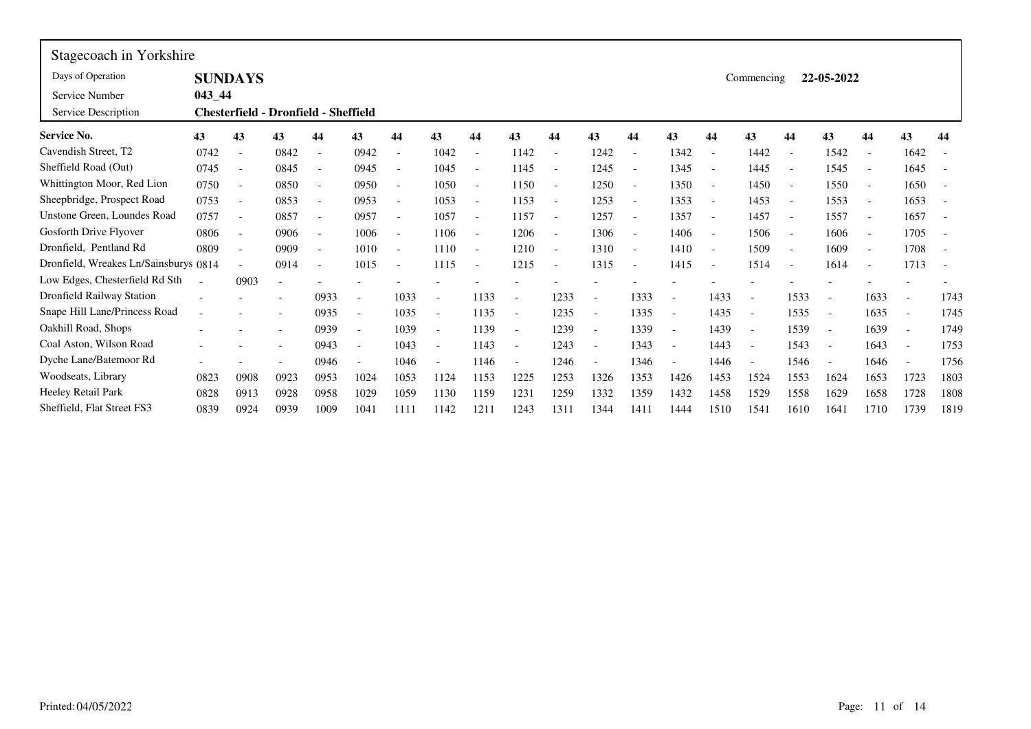Stagecoach in Yorkshire

| | | | |
|---|---|---|---|
| Days of Operation | **SUNDAYS** | Commencing | **22-05-2022** |
| Service Number | **043_44** | | |
| Service Description | **Chesterfield - Dronfield - Sheffield** | | |

| **Service No.** | **43** | **43** | **43** | **44** | **43** | **44** | **43** | **44** | **43** | **44** | **43** | **44** | **43** | **44** | **43** | **44** | **43** | **44** | **43** | **44** |
|---|---|---|---|---|---|---|---|---|---|---|---|---|---|---|---|---|---|---|---|---|
| Cavendish Street, T2 | 0742 | - | 0842 | - | 0942 | - | 1042 | - | 1142 | - | 1242 | - | 1342 | - | 1442 | - | 1542 | - | 1642 | - |
| Sheffield Road (Out) | 0745 | - | 0845 | - | 0945 | - | 1045 | - | 1145 | - | 1245 | - | 1345 | - | 1445 | - | 1545 | - | 1645 | - |
| Whittington Moor, Red Lion | 0750 | - | 0850 | - | 0950 | - | 1050 | - | 1150 | - | 1250 | - | 1350 | - | 1450 | - | 1550 | - | 1650 | - |
| Sheepbridge, Prospect Road | 0753 | - | 0853 | - | 0953 | - | 1053 | - | 1153 | - | 1253 | - | 1353 | - | 1453 | - | 1553 | - | 1653 | - |
| Unstone Green, Loundes Road | 0757 | - | 0857 | - | 0957 | - | 1057 | - | 1157 | - | 1257 | - | 1357 | - | 1457 | - | 1557 | - | 1657 | - |
| Gosforth Drive Flyover | 0806 | - | 0906 | - | 1006 | - | 1106 | - | 1206 | - | 1306 | - | 1406 | - | 1506 | - | 1606 | - | 1705 | - |
| Dronfield, Pentland Rd | 0809 | - | 0909 | - | 1010 | - | 1110 | - | 1210 | - | 1310 | - | 1410 | - | 1509 | - | 1609 | - | 1708 | - |
| Dronfield, Wreakes Ln/Sainsburys | 0814 | - | 0914 | - | 1015 | - | 1115 | - | 1215 | - | 1315 | - | 1415 | - | 1514 | - | 1614 | - | 1713 | - |
| Low Edges, Chesterfield Rd Sth | - | 0903 | - | - | - | - | - | - | - | - | - | - | - | - | - | - | - | - | - | - |
| Dronfield Railway Station | - | - | - | 0933 | - | 1033 | - | 1133 | - | 1233 | - | 1333 | - | 1433 | - | 1533 | - | 1633 | - | 1743 |
| Snape Hill Lane/Princess Road | - | - | - | 0935 | - | 1035 | - | 1135 | - | 1235 | - | 1335 | - | 1435 | - | 1535 | - | 1635 | - | 1745 |
| Oakhill Road, Shops | - | - | - | 0939 | - | 1039 | - | 1139 | - | 1239 | - | 1339 | - | 1439 | - | 1539 | - | 1639 | - | 1749 |
| Coal Aston, Wilson Road | - | - | - | 0943 | - | 1043 | - | 1143 | - | 1243 | - | 1343 | - | 1443 | - | 1543 | - | 1643 | - | 1753 |
| Dyche Lane/Batemoor Rd | - | - | - | 0946 | - | 1046 | - | 1146 | - | 1246 | - | 1346 | - | 1446 | - | 1546 | - | 1646 | - | 1756 |
| Woodseats, Library | 0823 | 0908 | 0923 | 0953 | 1024 | 1053 | 1124 | 1153 | 1225 | 1253 | 1326 | 1353 | 1426 | 1453 | 1524 | 1553 | 1624 | 1653 | 1723 | 1803 |
| Heeley Retail Park | 0828 | 0913 | 0928 | 0958 | 1029 | 1059 | 1130 | 1159 | 1231 | 1259 | 1332 | 1359 | 1432 | 1458 | 1529 | 1558 | 1629 | 1658 | 1728 | 1808 |
| Sheffield, Flat Street FS3 | 0839 | 0924 | 0939 | 1009 | 1041 | 1111 | 1142 | 1211 | 1243 | 1311 | 1344 | 1411 | 1444 | 1510 | 1541 | 1610 | 1641 | 1710 | 1739 | 1819 |

Printed: 04/05/2022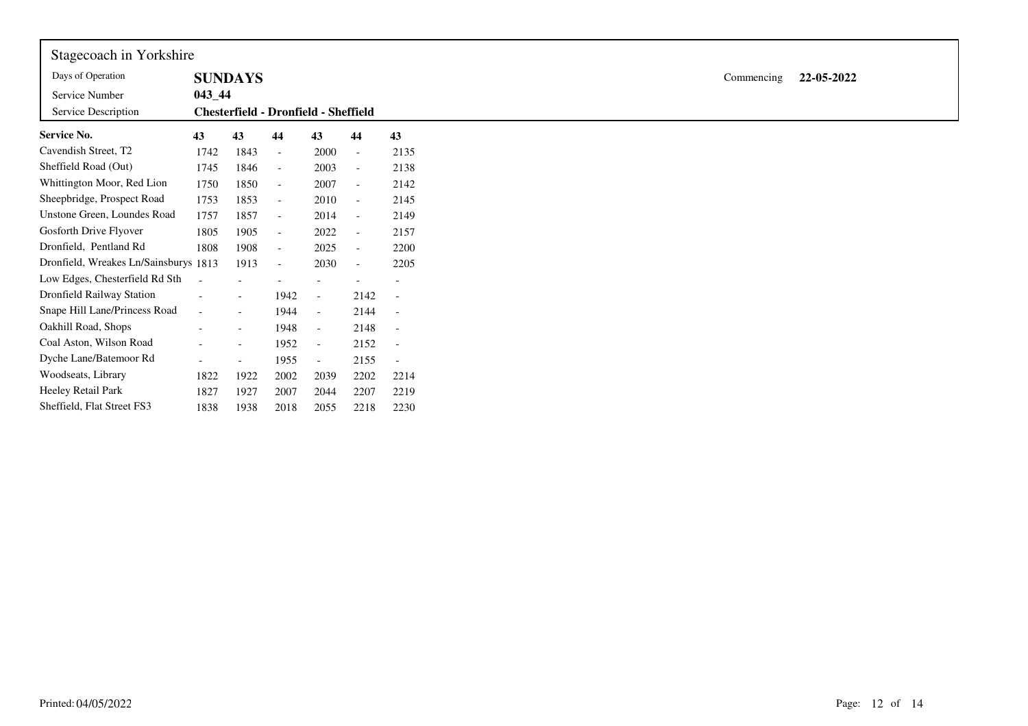Stagecoach in Yorkshire

| | | | |
|---|---|---|---|
| Days of Operation | **SUNDAYS** | Commencing | **22-05-2022** |
| Service Number | **043_44** | | |
| Service Description | **Chesterfield - Dronfield - Sheffield** | | |

| **Service No.** | **43** | **43** | **44** | **43** | **44** | **43** |
|---|---|---|---|---|---|---|
| Cavendish Street, T2 | 1742 | 1843 | - | 2000 | - | 2135 |
| Sheffield Road (Out) | 1745 | 1846 | - | 2003 | - | 2138 |
| Whittington Moor, Red Lion | 1750 | 1850 | - | 2007 | - | 2142 |
| Sheepbridge, Prospect Road | 1753 | 1853 | - | 2010 | - | 2145 |
| Unstone Green, Loundes Road | 1757 | 1857 | - | 2014 | - | 2149 |
| Gosforth Drive Flyover | 1805 | 1905 | - | 2022 | - | 2157 |
| Dronfield, Pentland Rd | 1808 | 1908 | - | 2025 | - | 2200 |
| Dronfield, Wreakes Ln/Sainsburys | 1813 | 1913 | - | 2030 | - | 2205 |
| Low Edges, Chesterfield Rd Sth | - | - | - | - | - | - |
| Dronfield Railway Station | - | - | 1942 | - | 2142 | - |
| Snape Hill Lane/Princess Road | - | - | 1944 | - | 2144 | - |
| Oakhill Road, Shops | - | - | 1948 | - | 2148 | - |
| Coal Aston, Wilson Road | - | - | 1952 | - | 2152 | - |
| Dyche Lane/Batemoor Rd | - | - | 1955 | - | 2155 | - |
| Woodseats, Library | 1822 | 1922 | 2002 | 2039 | 2202 | 2214 |
| Heeley Retail Park | 1827 | 1927 | 2007 | 2044 | 2207 | 2219 |
| Sheffield, Flat Street FS3 | 1838 | 1938 | 2018 | 2055 | 2218 | 2230 |

Printed: 04/05/2022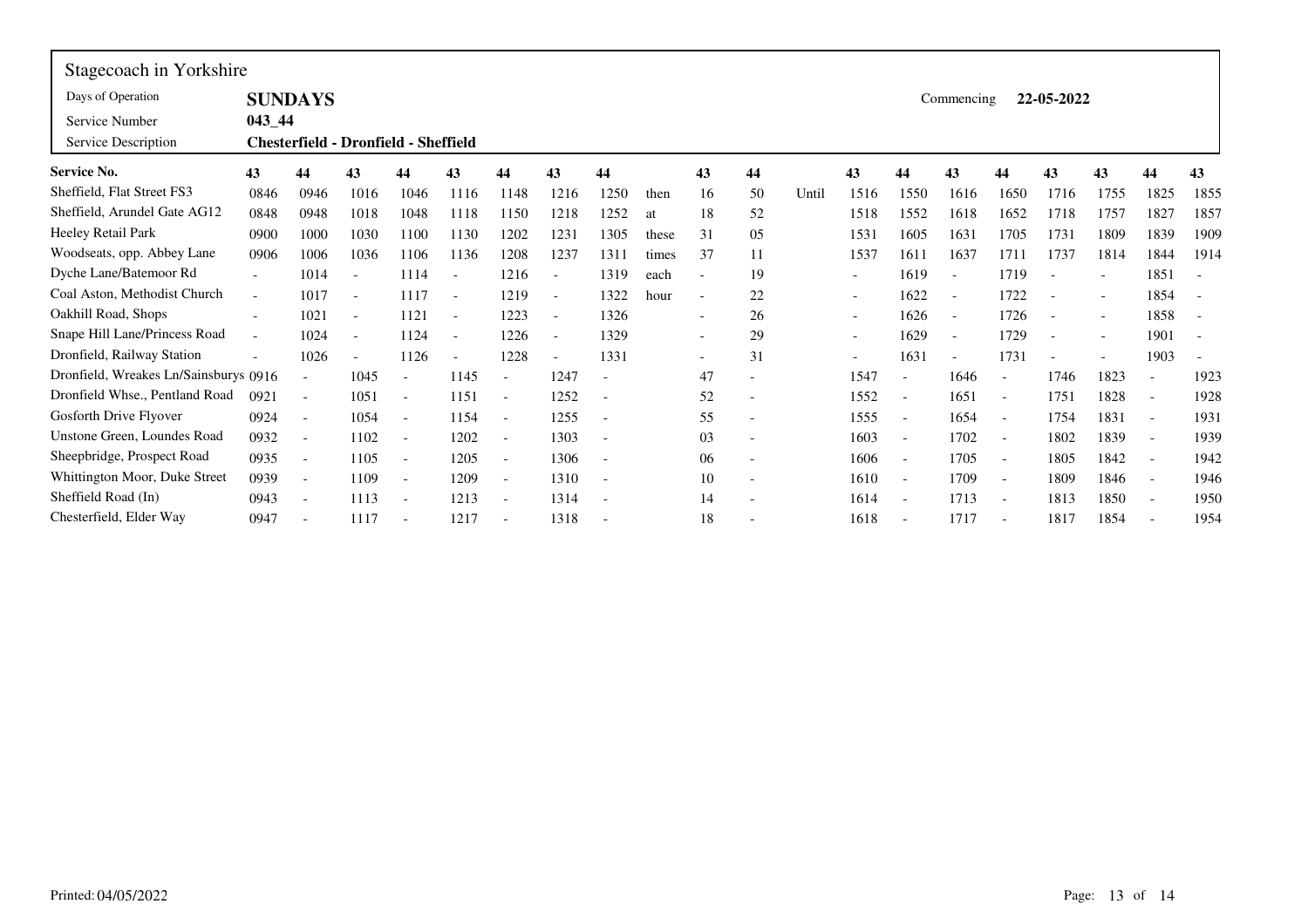Stagecoach in Yorkshire

| | | |
|---|---|---|
| Days of Operation | **SUNDAYS** | Commencing **22-05-2022** |
| Service Number | **043_44** | |
| Service Description | **Chesterfield - Dronfield - Sheffield** | |

| **Service No.** | **43** | **44** | **43** | **44** | **43** | **44** | **43** | **44** | | **43** | **44** | | **43** | **44** | **43** | **44** | **43** | **43** | **44** | **43** |
|---|---|---|---|---|---|---|---|---|---|---|---|---|---|---|---|---|---|---|---|---|
| Sheffield, Flat Street FS3 | 0846 | 0946 | 1016 | 1046 | 1116 | 1148 | 1216 | 1250 | then | 16 | 50 | Until | 1516 | 1550 | 1616 | 1650 | 1716 | 1755 | 1825 | 1855 |
| Sheffield, Arundel Gate AG12 | 0848 | 0948 | 1018 | 1048 | 1118 | 1150 | 1218 | 1252 | at | 18 | 52 | | 1518 | 1552 | 1618 | 1652 | 1718 | 1757 | 1827 | 1857 |
| Heeley Retail Park | 0900 | 1000 | 1030 | 1100 | 1130 | 1202 | 1231 | 1305 | these | 31 | 05 | | 1531 | 1605 | 1631 | 1705 | 1731 | 1809 | 1839 | 1909 |
| Woodseats, opp. Abbey Lane | 0906 | 1006 | 1036 | 1106 | 1136 | 1208 | 1237 | 1311 | times | 37 | 11 | | 1537 | 1611 | 1637 | 1711 | 1737 | 1814 | 1844 | 1914 |
| Dyche Lane/Batemoor Rd | - | 1014 | - | 1114 | - | 1216 | - | 1319 | each | - | 19 | | - | 1619 | - | 1719 | - | - | 1851 | - |
| Coal Aston, Methodist Church | - | 1017 | - | 1117 | - | 1219 | - | 1322 | hour | - | 22 | | - | 1622 | - | 1722 | - | - | 1854 | - |
| Oakhill Road, Shops | - | 1021 | - | 1121 | - | 1223 | - | 1326 | | - | 26 | | - | 1626 | - | 1726 | - | - | 1858 | - |
| Snape Hill Lane/Princess Road | - | 1024 | - | 1124 | - | 1226 | - | 1329 | | - | 29 | | - | 1629 | - | 1729 | - | - | 1901 | - |
| Dronfield, Railway Station | - | 1026 | - | 1126 | - | 1228 | - | 1331 | | - | 31 | | - | 1631 | - | 1731 | - | - | 1903 | - |
| Dronfield, Wreakes Ln/Sainsburys | 0916 | - | 1045 | - | 1145 | - | 1247 | - | | 47 | - | | 1547 | - | 1646 | - | 1746 | 1823 | - | 1923 |
| Dronfield Whse., Pentland Road | 0921 | - | 1051 | - | 1151 | - | 1252 | - | | 52 | - | | 1552 | - | 1651 | - | 1751 | 1828 | - | 1928 |
| Gosforth Drive Flyover | 0924 | - | 1054 | - | 1154 | - | 1255 | - | | 55 | - | | 1555 | - | 1654 | - | 1754 | 1831 | - | 1931 |
| Unstone Green, Loundes Road | 0932 | - | 1102 | - | 1202 | - | 1303 | - | | 03 | - | | 1603 | - | 1702 | - | 1802 | 1839 | - | 1939 |
| Sheepbridge, Prospect Road | 0935 | - | 1105 | - | 1205 | - | 1306 | - | | 06 | - | | 1606 | - | 1705 | - | 1805 | 1842 | - | 1942 |
| Whittington Moor, Duke Street | 0939 | - | 1109 | - | 1209 | - | 1310 | - | | 10 | - | | 1610 | - | 1709 | - | 1809 | 1846 | - | 1946 |
| Sheffield Road (In) | 0943 | - | 1113 | - | 1213 | - | 1314 | - | | 14 | - | | 1614 | - | 1713 | - | 1813 | 1850 | - | 1950 |
| Chesterfield, Elder Way | 0947 | - | 1117 | - | 1217 | - | 1318 | - | | 18 | - | | 1618 | - | 1717 | - | 1817 | 1854 | - | 1954 |

Printed: 04/05/2022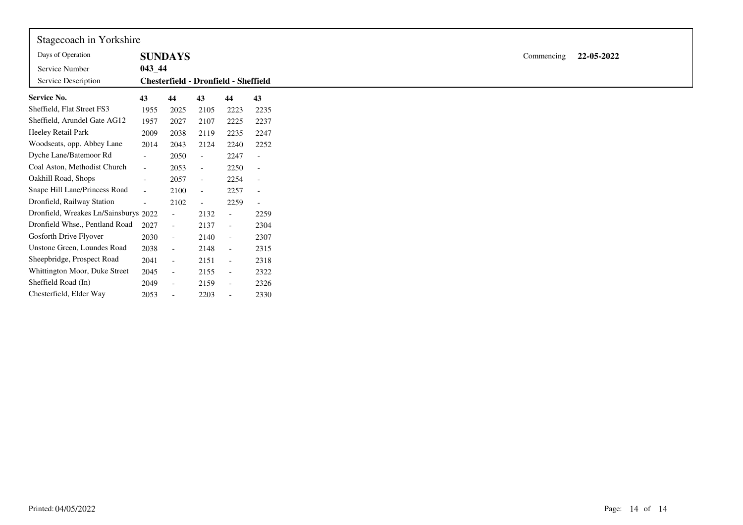Stagecoach in Yorkshire

| | | | |
|---|---|---|---|
| Days of Operation | **SUNDAYS** | Commencing | **22-05-2022** |
| Service Number | **043_44** | | |
| Service Description | **Chesterfield - Dronfield - Sheffield** | | |

| **Service No.** | **43** | **44** | **43** | **44** | **43** |
|---|---|---|---|---|---|
| Sheffield, Flat Street FS3 | 1955 | 2025 | 2105 | 2223 | 2235 |
| Sheffield, Arundel Gate AG12 | 1957 | 2027 | 2107 | 2225 | 2237 |
| Heeley Retail Park | 2009 | 2038 | 2119 | 2235 | 2247 |
| Woodseats, opp. Abbey Lane | 2014 | 2043 | 2124 | 2240 | 2252 |
| Dyche Lane/Batemoor Rd | - | 2050 | - | 2247 | - |
| Coal Aston, Methodist Church | - | 2053 | - | 2250 | - |
| Oakhill Road, Shops | - | 2057 | - | 2254 | - |
| Snape Hill Lane/Princess Road | - | 2100 | - | 2257 | - |
| Dronfield, Railway Station | - | 2102 | - | 2259 | - |
| Dronfield, Wreakes Ln/Sainsburys | 2022 | - | 2132 | - | 2259 |
| Dronfield Whse., Pentland Road | 2027 | - | 2137 | - | 2304 |
| Gosforth Drive Flyover | 2030 | - | 2140 | - | 2307 |
| Unstone Green, Loundes Road | 2038 | - | 2148 | - | 2315 |
| Sheepbridge, Prospect Road | 2041 | - | 2151 | - | 2318 |
| Whittington Moor, Duke Street | 2045 | - | 2155 | - | 2322 |
| Sheffield Road (In) | 2049 | - | 2159 | - | 2326 |
| Chesterfield, Elder Way | 2053 | - | 2203 | - | 2330 |

Printed: 04/05/2022